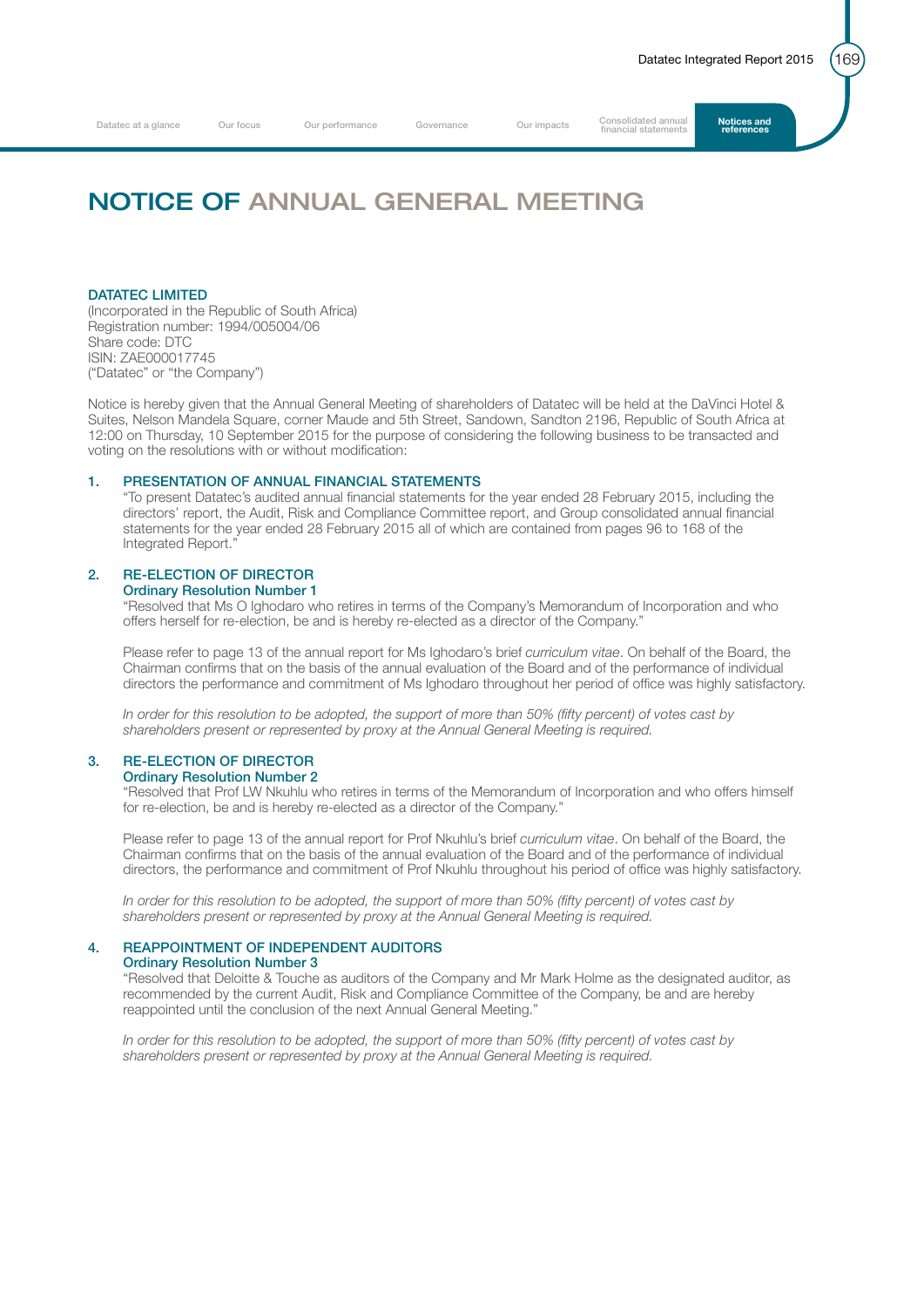# NOTICE OF ANNUAL GENERAL MEETING

**DATATEC LIMITED**
(Incorporated in the Republic of South Africa)
Registration number: 1994/005004/06
Share code: DTC
ISIN: ZAE000017745
("Datatec" or "the Company")

Notice is hereby given that the Annual General Meeting of shareholders of Datatec will be held at the DaVinci Hotel & Suites, Nelson Mandela Square, corner Maude and 5th Street, Sandown, Sandton 2196, Republic of South Africa at 12:00 on Thursday, 10 September 2015 for the purpose of considering the following business to be transacted and voting on the resolutions with or without modification:

## 1. PRESENTATION OF ANNUAL FINANCIAL STATEMENTS

"To present Datatec's audited annual financial statements for the year ended 28 February 2015, including the directors' report, the Audit, Risk and Compliance Committee report, and Group consolidated annual financial statements for the year ended 28 February 2015 all of which are contained from pages 96 to 168 of the Integrated Report."

## 2. RE-ELECTION OF DIRECTOR

### Ordinary Resolution Number 1

"Resolved that Ms O Ighodaro who retires in terms of the Company's Memorandum of Incorporation and who offers herself for re-election, be and is hereby re-elected as a director of the Company."

Please refer to page 13 of the annual report for Ms Ighodaro's brief *curriculum vitae*. On behalf of the Board, the Chairman confirms that on the basis of the annual evaluation of the Board and of the performance of individual directors the performance and commitment of Ms Ighodaro throughout her period of office was highly satisfactory.

*In order for this resolution to be adopted, the support of more than 50% (fifty percent) of votes cast by shareholders present or represented by proxy at the Annual General Meeting is required.*

## 3. RE-ELECTION OF DIRECTOR

### Ordinary Resolution Number 2

"Resolved that Prof LW Nkuhlu who retires in terms of the Memorandum of Incorporation and who offers himself for re-election, be and is hereby re-elected as a director of the Company."

Please refer to page 13 of the annual report for Prof Nkuhlu's brief *curriculum vitae*. On behalf of the Board, the Chairman confirms that on the basis of the annual evaluation of the Board and of the performance of individual directors, the performance and commitment of Prof Nkuhlu throughout his period of office was highly satisfactory.

*In order for this resolution to be adopted, the support of more than 50% (fifty percent) of votes cast by shareholders present or represented by proxy at the Annual General Meeting is required.*

## 4. REAPPOINTMENT OF INDEPENDENT AUDITORS

### Ordinary Resolution Number 3

"Resolved that Deloitte & Touche as auditors of the Company and Mr Mark Holme as the designated auditor, as recommended by the current Audit, Risk and Compliance Committee of the Company, be and are hereby reappointed until the conclusion of the next Annual General Meeting."

*In order for this resolution to be adopted, the support of more than 50% (fifty percent) of votes cast by shareholders present or represented by proxy at the Annual General Meeting is required.*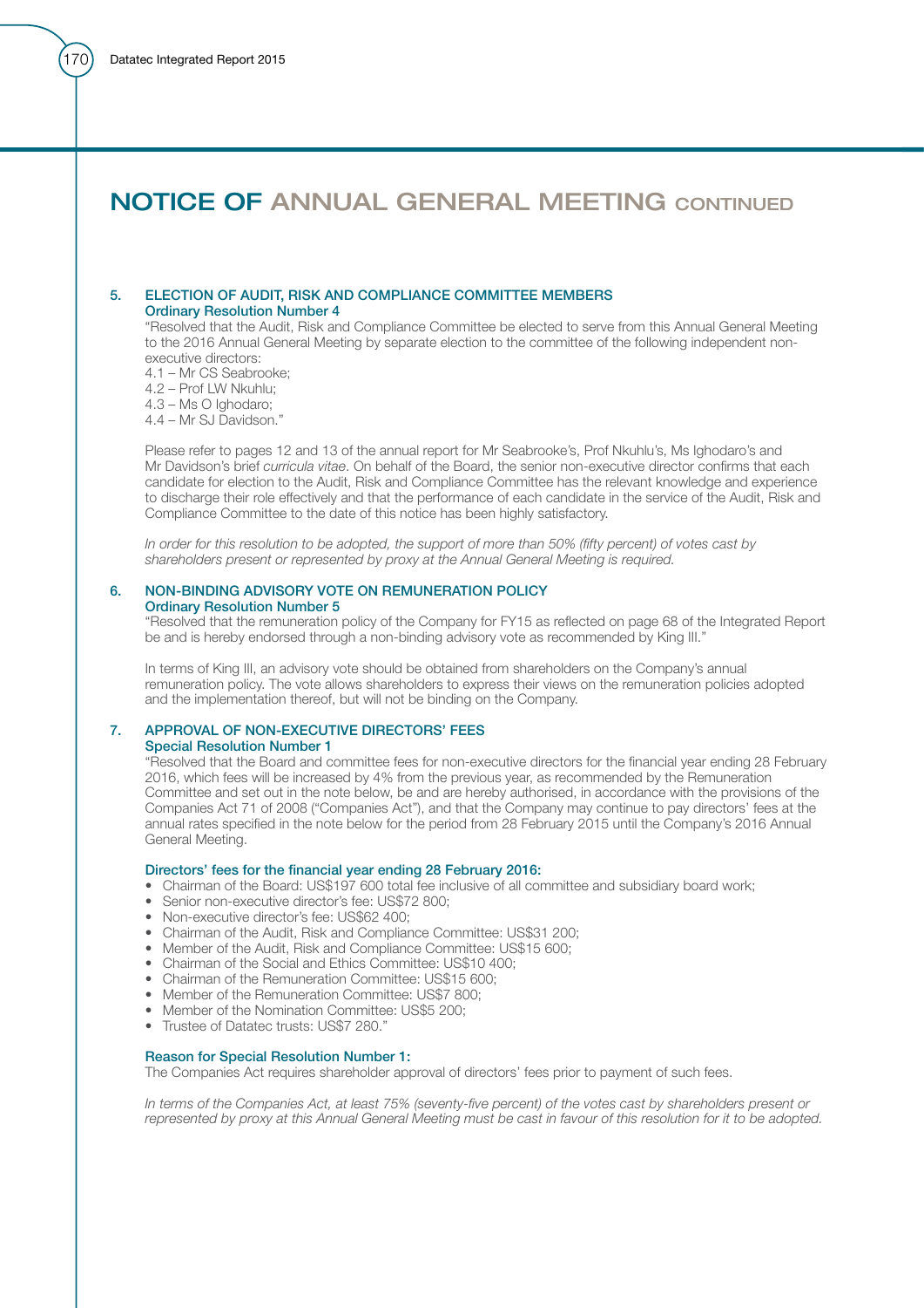# NOTICE OF ANNUAL GENERAL MEETING CONTINUED

### 5. ELECTION OF AUDIT, RISK AND COMPLIANCE COMMITTEE MEMBERS

**Ordinary Resolution Number 4**

"Resolved that the Audit, Risk and Compliance Committee be elected to serve from this Annual General Meeting to the 2016 Annual General Meeting by separate election to the committee of the following independent non-executive directors:

4.1 – Mr CS Seabrooke;
4.2 – Prof LW Nkuhlu;
4.3 – Ms O Ighodaro;
4.4 – Mr SJ Davidson."

Please refer to pages 12 and 13 of the annual report for Mr Seabrooke's, Prof Nkuhlu's, Ms Ighodaro's and Mr Davidson's brief *curricula vitae*. On behalf of the Board, the senior non-executive director confirms that each candidate for election to the Audit, Risk and Compliance Committee has the relevant knowledge and experience to discharge their role effectively and that the performance of each candidate in the service of the Audit, Risk and Compliance Committee to the date of this notice has been highly satisfactory.

*In order for this resolution to be adopted, the support of more than 50% (fifty percent) of votes cast by shareholders present or represented by proxy at the Annual General Meeting is required.*

### 6. NON-BINDING ADVISORY VOTE ON REMUNERATION POLICY

**Ordinary Resolution Number 5**

"Resolved that the remuneration policy of the Company for FY15 as reflected on page 68 of the Integrated Report be and is hereby endorsed through a non-binding advisory vote as recommended by King III."

In terms of King III, an advisory vote should be obtained from shareholders on the Company's annual remuneration policy. The vote allows shareholders to express their views on the remuneration policies adopted and the implementation thereof, but will not be binding on the Company.

### 7. APPROVAL OF NON-EXECUTIVE DIRECTORS' FEES

**Special Resolution Number 1**

"Resolved that the Board and committee fees for non-executive directors for the financial year ending 28 February 2016, which fees will be increased by 4% from the previous year, as recommended by the Remuneration Committee and set out in the note below, be and are hereby authorised, in accordance with the provisions of the Companies Act 71 of 2008 ("Companies Act"), and that the Company may continue to pay directors' fees at the annual rates specified in the note below for the period from 28 February 2015 until the Company's 2016 Annual General Meeting.

**Directors' fees for the financial year ending 28 February 2016:**

- Chairman of the Board: US$197 600 total fee inclusive of all committee and subsidiary board work;
- Senior non-executive director's fee: US$72 800;
- Non-executive director's fee: US$62 400;
- Chairman of the Audit, Risk and Compliance Committee: US$31 200;
- Member of the Audit, Risk and Compliance Committee: US$15 600;
- Chairman of the Social and Ethics Committee: US$10 400;
- Chairman of the Remuneration Committee: US$15 600;
- Member of the Remuneration Committee: US$7 800;
- Member of the Nomination Committee: US$5 200;
- Trustee of Datatec trusts: US$7 280."

**Reason for Special Resolution Number 1:**

The Companies Act requires shareholder approval of directors' fees prior to payment of such fees.

*In terms of the Companies Act, at least 75% (seventy-five percent) of the votes cast by shareholders present or represented by proxy at this Annual General Meeting must be cast in favour of this resolution for it to be adopted.*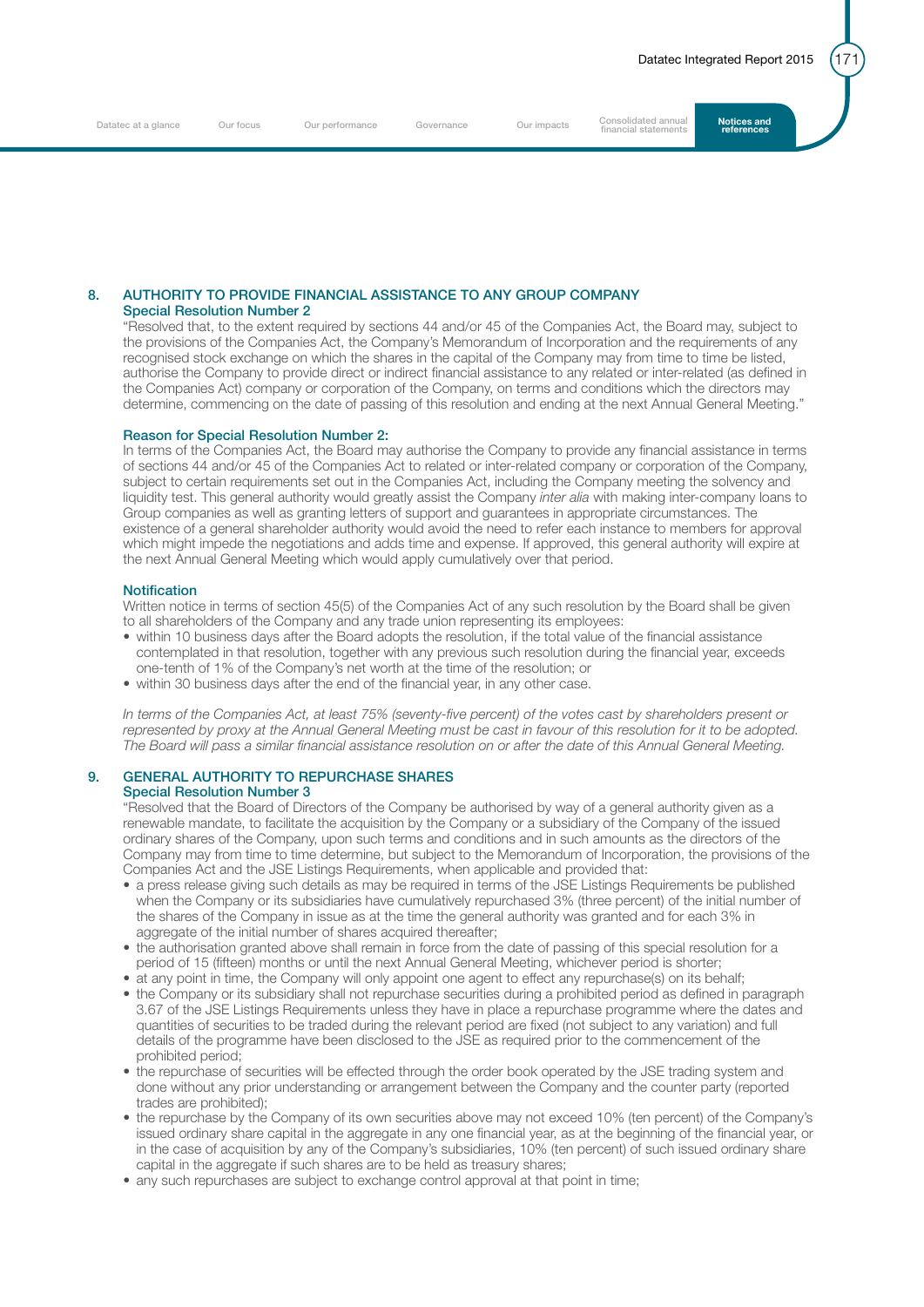## 8. AUTHORITY TO PROVIDE FINANCIAL ASSISTANCE TO ANY GROUP COMPANY

### Special Resolution Number 2

"Resolved that, to the extent required by sections 44 and/or 45 of the Companies Act, the Board may, subject to the provisions of the Companies Act, the Company's Memorandum of Incorporation and the requirements of any recognised stock exchange on which the shares in the capital of the Company may from time to time be listed, authorise the Company to provide direct or indirect financial assistance to any related or inter-related (as defined in the Companies Act) company or corporation of the Company, on terms and conditions which the directors may determine, commencing on the date of passing of this resolution and ending at the next Annual General Meeting."

### Reason for Special Resolution Number 2:

In terms of the Companies Act, the Board may authorise the Company to provide any financial assistance in terms of sections 44 and/or 45 of the Companies Act to related or inter-related company or corporation of the Company, subject to certain requirements set out in the Companies Act, including the Company meeting the solvency and liquidity test. This general authority would greatly assist the Company *inter alia* with making inter-company loans to Group companies as well as granting letters of support and guarantees in appropriate circumstances. The existence of a general shareholder authority would avoid the need to refer each instance to members for approval which might impede the negotiations and adds time and expense. If approved, this general authority will expire at the next Annual General Meeting which would apply cumulatively over that period.

### Notification

Written notice in terms of section 45(5) of the Companies Act of any such resolution by the Board shall be given to all shareholders of the Company and any trade union representing its employees:

- within 10 business days after the Board adopts the resolution, if the total value of the financial assistance contemplated in that resolution, together with any previous such resolution during the financial year, exceeds one-tenth of 1% of the Company's net worth at the time of the resolution; or
- within 30 business days after the end of the financial year, in any other case.

*In terms of the Companies Act, at least 75% (seventy-five percent) of the votes cast by shareholders present or represented by proxy at the Annual General Meeting must be cast in favour of this resolution for it to be adopted. The Board will pass a similar financial assistance resolution on or after the date of this Annual General Meeting.*

## 9. GENERAL AUTHORITY TO REPURCHASE SHARES

### Special Resolution Number 3

"Resolved that the Board of Directors of the Company be authorised by way of a general authority given as a renewable mandate, to facilitate the acquisition by the Company or a subsidiary of the Company of the issued ordinary shares of the Company, upon such terms and conditions and in such amounts as the directors of the Company may from time to time determine, but subject to the Memorandum of Incorporation, the provisions of the Companies Act and the JSE Listings Requirements, when applicable and provided that:

- a press release giving such details as may be required in terms of the JSE Listings Requirements be published when the Company or its subsidiaries have cumulatively repurchased 3% (three percent) of the initial number of the shares of the Company in issue as at the time the general authority was granted and for each 3% in aggregate of the initial number of shares acquired thereafter;
- the authorisation granted above shall remain in force from the date of passing of this special resolution for a period of 15 (fifteen) months or until the next Annual General Meeting, whichever period is shorter;
- at any point in time, the Company will only appoint one agent to effect any repurchase(s) on its behalf;
- the Company or its subsidiary shall not repurchase securities during a prohibited period as defined in paragraph 3.67 of the JSE Listings Requirements unless they have in place a repurchase programme where the dates and quantities of securities to be traded during the relevant period are fixed (not subject to any variation) and full details of the programme have been disclosed to the JSE as required prior to the commencement of the prohibited period;
- the repurchase of securities will be effected through the order book operated by the JSE trading system and done without any prior understanding or arrangement between the Company and the counter party (reported trades are prohibited);
- the repurchase by the Company of its own securities above may not exceed 10% (ten percent) of the Company's issued ordinary share capital in the aggregate in any one financial year, as at the beginning of the financial year, or in the case of acquisition by any of the Company's subsidiaries, 10% (ten percent) of such issued ordinary share capital in the aggregate if such shares are to be held as treasury shares;
- any such repurchases are subject to exchange control approval at that point in time;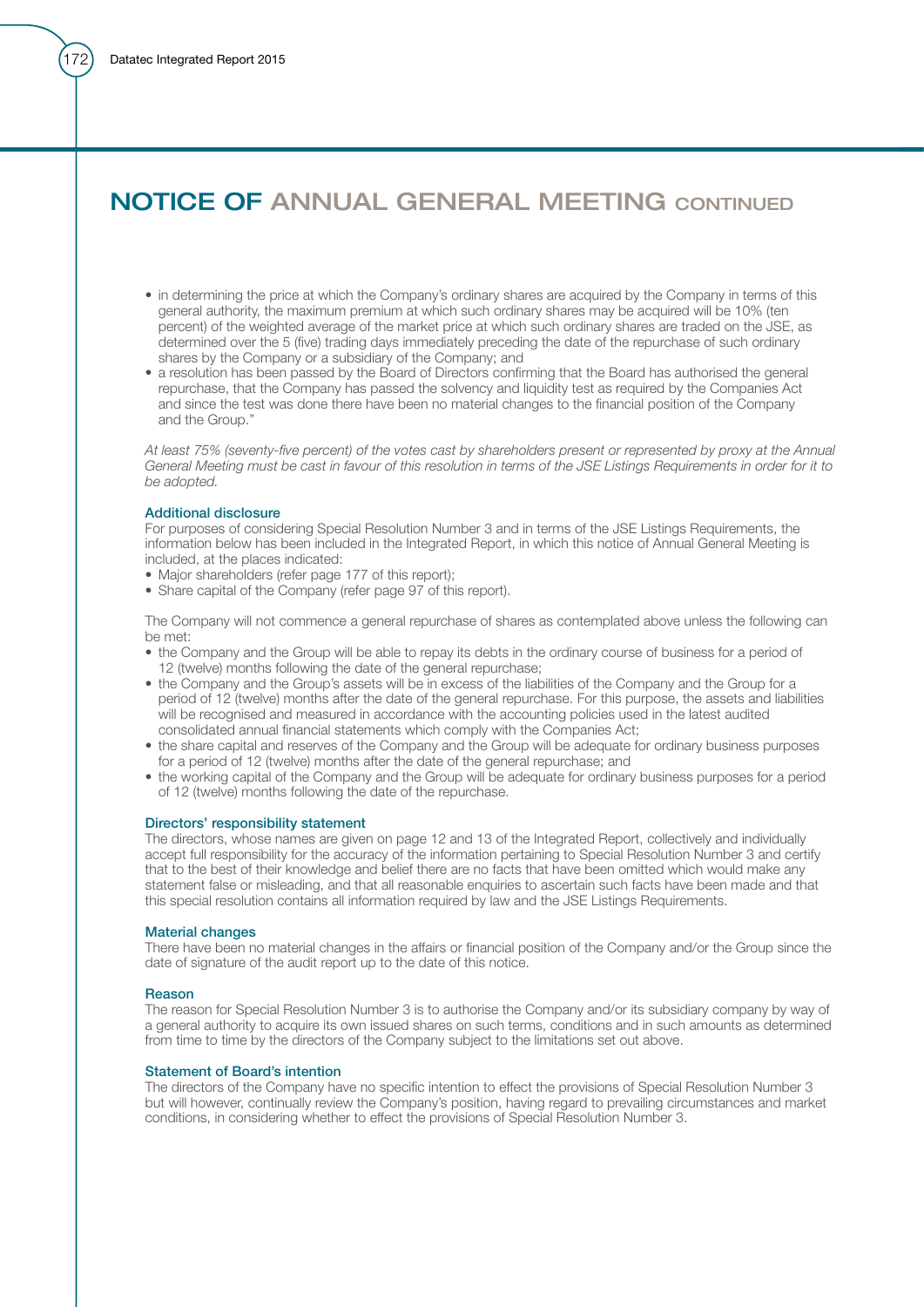# NOTICE OF ANNUAL GENERAL MEETING CONTINUED

- in determining the price at which the Company's ordinary shares are acquired by the Company in terms of this general authority, the maximum premium at which such ordinary shares may be acquired will be 10% (ten percent) of the weighted average of the market price at which such ordinary shares are traded on the JSE, as determined over the 5 (five) trading days immediately preceding the date of the repurchase of such ordinary shares by the Company or a subsidiary of the Company; and
- a resolution has been passed by the Board of Directors confirming that the Board has authorised the general repurchase, that the Company has passed the solvency and liquidity test as required by the Companies Act and since the test was done there have been no material changes to the financial position of the Company and the Group."

*At least 75% (seventy-five percent) of the votes cast by shareholders present or represented by proxy at the Annual General Meeting must be cast in favour of this resolution in terms of the JSE Listings Requirements in order for it to be adopted.*

### Additional disclosure

For purposes of considering Special Resolution Number 3 and in terms of the JSE Listings Requirements, the information below has been included in the Integrated Report, in which this notice of Annual General Meeting is included, at the places indicated:

- Major shareholders (refer page 177 of this report);
- Share capital of the Company (refer page 97 of this report).

The Company will not commence a general repurchase of shares as contemplated above unless the following can be met:

- the Company and the Group will be able to repay its debts in the ordinary course of business for a period of 12 (twelve) months following the date of the general repurchase;
- the Company and the Group's assets will be in excess of the liabilities of the Company and the Group for a period of 12 (twelve) months after the date of the general repurchase. For this purpose, the assets and liabilities will be recognised and measured in accordance with the accounting policies used in the latest audited consolidated annual financial statements which comply with the Companies Act;
- the share capital and reserves of the Company and the Group will be adequate for ordinary business purposes for a period of 12 (twelve) months after the date of the general repurchase; and
- the working capital of the Company and the Group will be adequate for ordinary business purposes for a period of 12 (twelve) months following the date of the repurchase.

### Directors' responsibility statement

The directors, whose names are given on page 12 and 13 of the Integrated Report, collectively and individually accept full responsibility for the accuracy of the information pertaining to Special Resolution Number 3 and certify that to the best of their knowledge and belief there are no facts that have been omitted which would make any statement false or misleading, and that all reasonable enquiries to ascertain such facts have been made and that this special resolution contains all information required by law and the JSE Listings Requirements.

### Material changes

There have been no material changes in the affairs or financial position of the Company and/or the Group since the date of signature of the audit report up to the date of this notice.

### Reason

The reason for Special Resolution Number 3 is to authorise the Company and/or its subsidiary company by way of a general authority to acquire its own issued shares on such terms, conditions and in such amounts as determined from time to time by the directors of the Company subject to the limitations set out above.

### Statement of Board's intention

The directors of the Company have no specific intention to effect the provisions of Special Resolution Number 3 but will however, continually review the Company's position, having regard to prevailing circumstances and market conditions, in considering whether to effect the provisions of Special Resolution Number 3.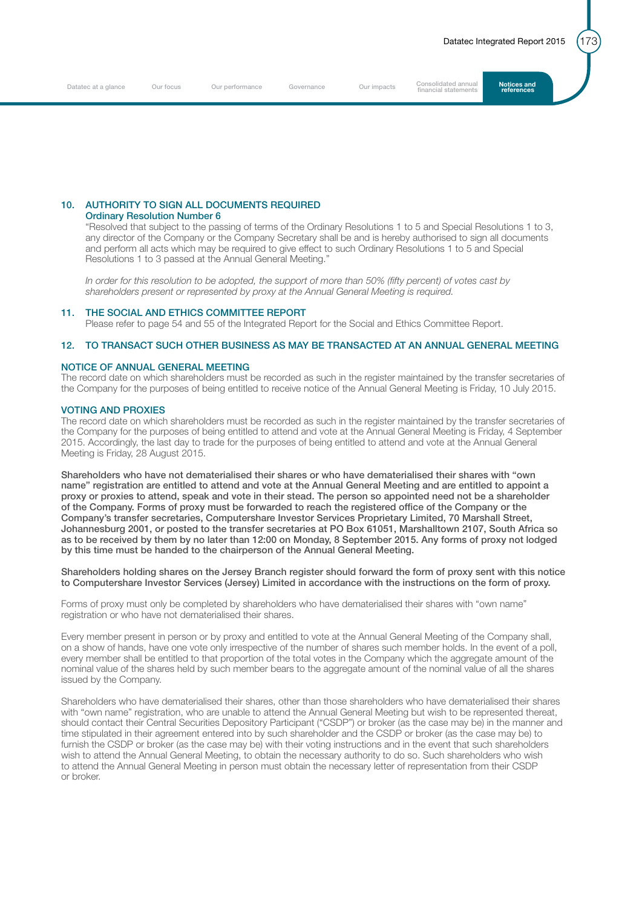## 10. AUTHORITY TO SIGN ALL DOCUMENTS REQUIRED

### Ordinary Resolution Number 6

"Resolved that subject to the passing of terms of the Ordinary Resolutions 1 to 5 and Special Resolutions 1 to 3, any director of the Company or the Company Secretary shall be and is hereby authorised to sign all documents and perform all acts which may be required to give effect to such Ordinary Resolutions 1 to 5 and Special Resolutions 1 to 3 passed at the Annual General Meeting."

*In order for this resolution to be adopted, the support of more than 50% (fifty percent) of votes cast by shareholders present or represented by proxy at the Annual General Meeting is required.*

## 11. THE SOCIAL AND ETHICS COMMITTEE REPORT

Please refer to page 54 and 55 of the Integrated Report for the Social and Ethics Committee Report.

## 12. TO TRANSACT SUCH OTHER BUSINESS AS MAY BE TRANSACTED AT AN ANNUAL GENERAL MEETING

## NOTICE OF ANNUAL GENERAL MEETING

The record date on which shareholders must be recorded as such in the register maintained by the transfer secretaries of the Company for the purposes of being entitled to receive notice of the Annual General Meeting is Friday, 10 July 2015.

## VOTING AND PROXIES

The record date on which shareholders must be recorded as such in the register maintained by the transfer secretaries of the Company for the purposes of being entitled to attend and vote at the Annual General Meeting is Friday, 4 September 2015. Accordingly, the last day to trade for the purposes of being entitled to attend and vote at the Annual General Meeting is Friday, 28 August 2015.

**Shareholders who have not dematerialised their shares or who have dematerialised their shares with "own name" registration are entitled to attend and vote at the Annual General Meeting and are entitled to appoint a proxy or proxies to attend, speak and vote in their stead. The person so appointed need not be a shareholder of the Company. Forms of proxy must be forwarded to reach the registered office of the Company or the Company's transfer secretaries, Computershare Investor Services Proprietary Limited, 70 Marshall Street, Johannesburg 2001, or posted to the transfer secretaries at PO Box 61051, Marshalltown 2107, South Africa so as to be received by them by no later than 12:00 on Monday, 8 September 2015. Any forms of proxy not lodged by this time must be handed to the chairperson of the Annual General Meeting.**

**Shareholders holding shares on the Jersey Branch register should forward the form of proxy sent with this notice to Computershare Investor Services (Jersey) Limited in accordance with the instructions on the form of proxy.**

Forms of proxy must only be completed by shareholders who have dematerialised their shares with "own name" registration or who have not dematerialised their shares.

Every member present in person or by proxy and entitled to vote at the Annual General Meeting of the Company shall, on a show of hands, have one vote only irrespective of the number of shares such member holds. In the event of a poll, every member shall be entitled to that proportion of the total votes in the Company which the aggregate amount of the nominal value of the shares held by such member bears to the aggregate amount of the nominal value of all the shares issued by the Company.

Shareholders who have dematerialised their shares, other than those shareholders who have dematerialised their shares with "own name" registration, who are unable to attend the Annual General Meeting but wish to be represented thereat, should contact their Central Securities Depository Participant ("CSDP") or broker (as the case may be) in the manner and time stipulated in their agreement entered into by such shareholder and the CSDP or broker (as the case may be) to furnish the CSDP or broker (as the case may be) with their voting instructions and in the event that such shareholders wish to attend the Annual General Meeting, to obtain the necessary authority to do so. Such shareholders who wish to attend the Annual General Meeting in person must obtain the necessary letter of representation from their CSDP or broker.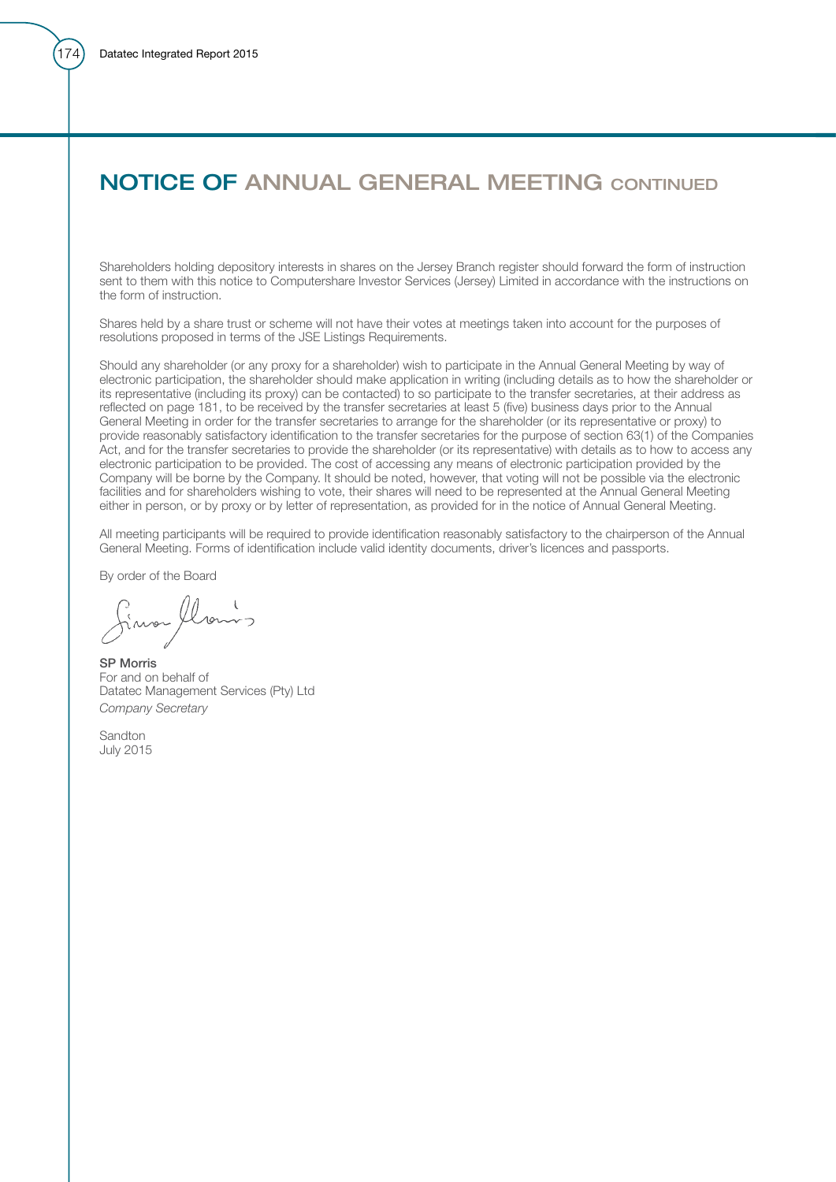# NOTICE OF ANNUAL GENERAL MEETING CONTINUED

Shareholders holding depository interests in shares on the Jersey Branch register should forward the form of instruction sent to them with this notice to Computershare Investor Services (Jersey) Limited in accordance with the instructions on the form of instruction.

Shares held by a share trust or scheme will not have their votes at meetings taken into account for the purposes of resolutions proposed in terms of the JSE Listings Requirements.

Should any shareholder (or any proxy for a shareholder) wish to participate in the Annual General Meeting by way of electronic participation, the shareholder should make application in writing (including details as to how the shareholder or its representative (including its proxy) can be contacted) to so participate to the transfer secretaries, at their address as reflected on page 181, to be received by the transfer secretaries at least 5 (five) business days prior to the Annual General Meeting in order for the transfer secretaries to arrange for the shareholder (or its representative or proxy) to provide reasonably satisfactory identification to the transfer secretaries for the purpose of section 63(1) of the Companies Act, and for the transfer secretaries to provide the shareholder (or its representative) with details as to how to access any electronic participation to be provided. The cost of accessing any means of electronic participation provided by the Company will be borne by the Company. It should be noted, however, that voting will not be possible via the electronic facilities and for shareholders wishing to vote, their shares will need to be represented at the Annual General Meeting either in person, or by proxy or by letter of representation, as provided for in the notice of Annual General Meeting.

All meeting participants will be required to provide identification reasonably satisfactory to the chairperson of the Annual General Meeting. Forms of identification include valid identity documents, driver's licences and passports.

By order of the Board

**SP Morris**
For and on behalf of
Datatec Management Services (Pty) Ltd
*Company Secretary*

Sandton
July 2015